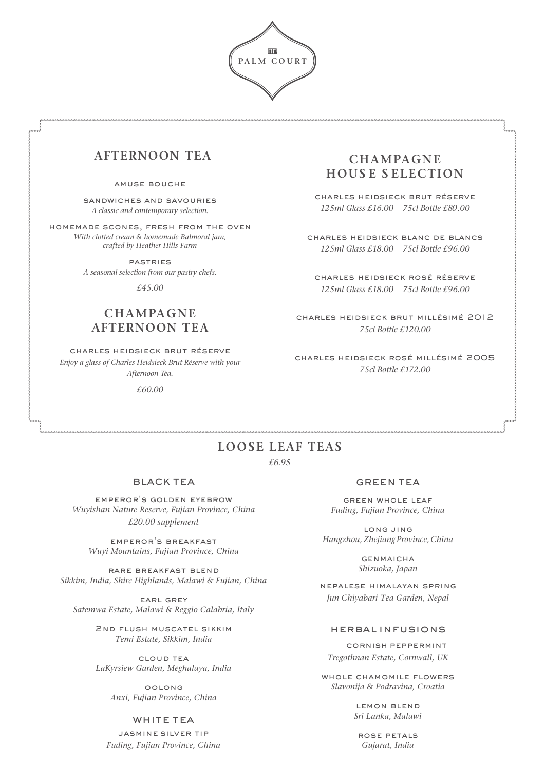# PALM COURT

## AFTERNOON TEA

AMUSE BOUCHE

SANDWICHES AND SAVOURIES
*A classic and contemporary selection.*

HOMEMADE SCONES, FRESH FROM THE OVEN
*With clotted cream & homemade Balmoral jam, crafted by Heather Hills Farm*

PASTRIES
*A seasonal selection from our pastry chefs.*

*£45.00*

## CHAMPAGNE AFTERNOON TEA

CHARLES HEIDSIECK BRUT RÉSERVE
*Enjoy a glass of Charles Heidsieck Brut Réserve with your Afternoon Tea.*

*£60.00*

## CHAMPAGNE HOUSE SELECTION

CHARLES HEIDSIECK BRUT RÉSERVE
*125ml Glass £16.00  75cl Bottle £80.00*

CHARLES HEIDSIECK BLANC DE BLANCS
*125ml Glass £18.00  75cl Bottle £96.00*

CHARLES HEIDSIECK ROSÉ RÉSERVE
*125ml Glass £18.00  75cl Bottle £96.00*

CHARLES HEIDSIECK BRUT MILLÉSIMÉ 2012
*75cl Bottle £120.00*

CHARLES HEIDSIECK ROSÉ MILLÉSIMÉ 2005
*75cl Bottle £172.00*

## LOOSE LEAF TEAS

*£6.95*

### BLACK TEA

EMPEROR'S GOLDEN EYEBROW
*Wuyishan Nature Reserve, Fujian Province, China*
*£20.00 supplement*

EMPEROR'S BREAKFAST
*Wuyi Mountains, Fujian Province, China*

RARE BREAKFAST BLEND
*Sikkim, India, Shire Highlands, Malawi & Fujian, China*

EARL GREY
*Satemwa Estate, Malawi & Reggio Calabria, Italy*

2ND FLUSH MUSCATEL SIKKIM
*Temi Estate, Sikkim, India*

CLOUD TEA
*LaKyrsiew Garden, Meghalaya, India*

OOLONG
*Anxi, Fujian Province, China*

### WHITE TEA

JASMINE SILVER TIP
*Fuding, Fujian Province, China*

### GREEN TEA

GREEN WHOLE LEAF
*Fuding, Fujian Province, China*

LONG JING
*Hangzhou, Zhejiang Province, China*

GENMAICHA
*Shizuoka, Japan*

NEPALESE HIMALAYAN SPRING
*Jun Chiyabari Tea Garden, Nepal*

### HERBAL INFUSIONS

CORNISH PEPPERMINT
*Tregothnan Estate, Cornwall, UK*

WHOLE CHAMOMILE FLOWERS
*Slavonija & Podravina, Croatia*

LEMON BLEND
*Sri Lanka, Malawi*

ROSE PETALS
*Gujarat, India*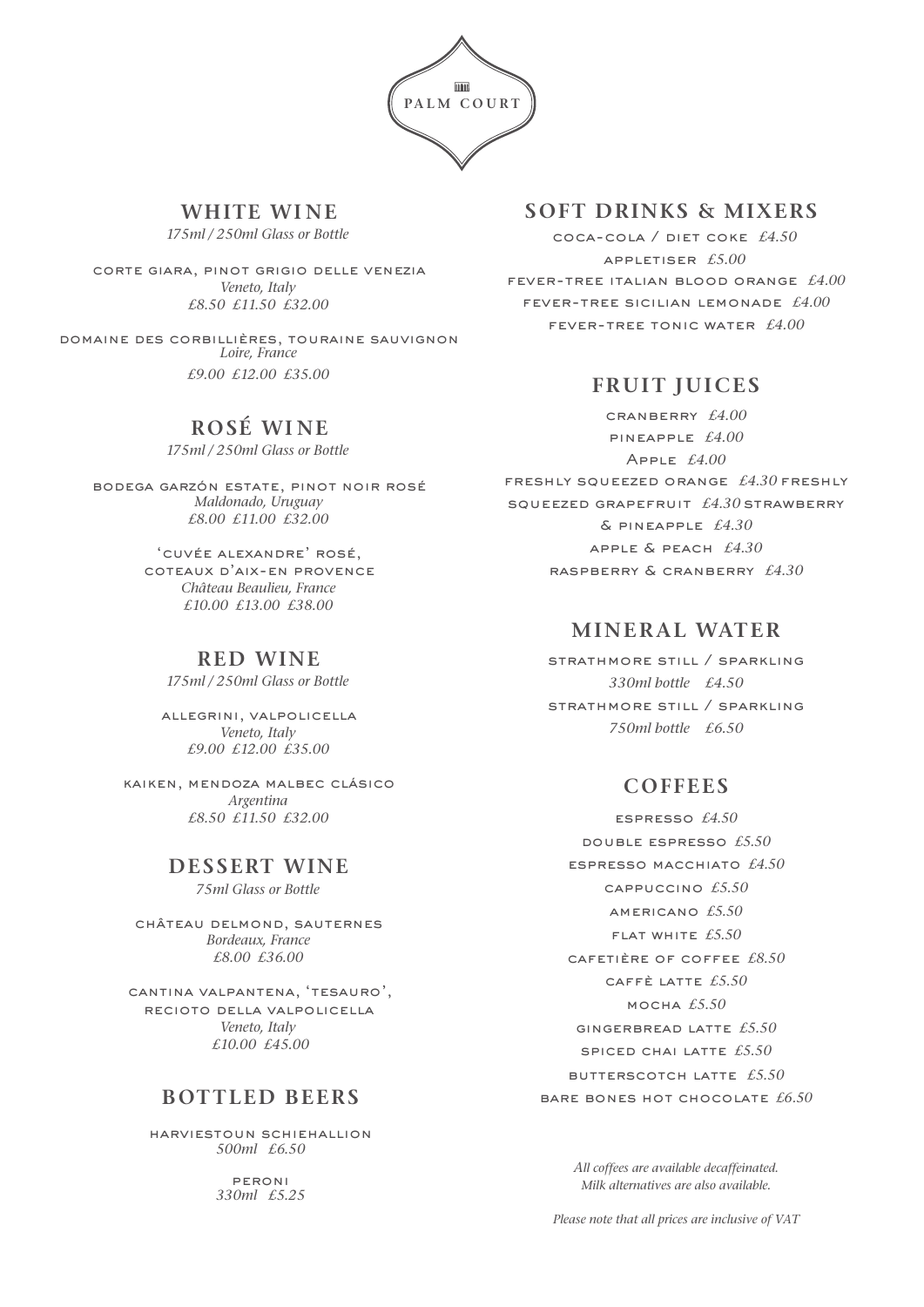PALM COURT

## WHITE WINE

*175ml / 250ml Glass or Bottle*

CORTE GIARA, PINOT GRIGIO DELLE VENEZIA
*Veneto, Italy*
*£8.50 £11.50 £32.00*

DOMAINE DES CORBILLIÈRES, TOURAINE SAUVIGNON
*Loire, France*
*£9.00 £12.00 £35.00*

## ROSÉ WINE

*175ml / 250ml Glass or Bottle*

BODEGA GARZÓN ESTATE, PINOT NOIR ROSÉ
*Maldonado, Uruguay*
*£8.00 £11.00 £32.00*

'CUVÉE ALEXANDRE' ROSÉ, COTEAUX D'AIX-EN PROVENCE
*Château Beaulieu, France*
*£10.00 £13.00 £38.00*

## RED WINE

*175ml / 250ml Glass or Bottle*

ALLEGRINI, VALPOLICELLA
*Veneto, Italy*
*£9.00 £12.00 £35.00*

KAIKEN, MENDOZA MALBEC CLÁSICO
*Argentina*
*£8.50 £11.50 £32.00*

## DESSERT WINE

*75ml Glass or Bottle*

CHÂTEAU DELMOND, SAUTERNES
*Bordeaux, France*
*£8.00 £36.00*

CANTINA VALPANTENA, 'TESAURO', RECIOTO DELLA VALPOLICELLA
*Veneto, Italy*
*£10.00 £45.00*

## BOTTLED BEERS

HARVIESTOUN SCHIEHALLION
*500ml £6.50*

PERONI
*330ml £5.25*

## SOFT DRINKS & MIXERS

COCA-COLA / DIET COKE *£4.50*

APPLETISER *£5.00*

FEVER-TREE ITALIAN BLOOD ORANGE *£4.00*

FEVER-TREE SICILIAN LEMONADE *£4.00*

FEVER-TREE TONIC WATER *£4.00*

## FRUIT JUICES

CRANBERRY *£4.00*

PINEAPPLE *£4.00*

APPLE *£4.00*

FRESHLY SQUEEZED ORANGE *£4.30*

FRESHLY SQUEEZED GRAPEFRUIT *£4.30*

STRAWBERRY & PINEAPPLE *£4.30*

APPLE & PEACH *£4.30*

RASPBERRY & CRANBERRY *£4.30*

## MINERAL WATER

STRATHMORE STILL / SPARKLING
*330ml bottle £4.50*

STRATHMORE STILL / SPARKLING
*750ml bottle £6.50*

## COFFEES

ESPRESSO *£4.50*

DOUBLE ESPRESSO *£5.50*

ESPRESSO MACCHIATO *£4.50*

CAPPUCCINO *£5.50*

AMERICANO *£5.50*

FLAT WHITE *£5.50*

CAFETIÈRE OF COFFEE *£8.50*

CAFFÈ LATTE *£5.50*

MOCHA *£5.50*

GINGERBREAD LATTE *£5.50*

SPICED CHAI LATTE *£5.50*

BUTTERSCOTCH LATTE *£5.50*

BARE BONES HOT CHOCOLATE *£6.50*

*All coffees are available decaffeinated.*
*Milk alternatives are also available.*

*Please note that all prices are inclusive of VAT*